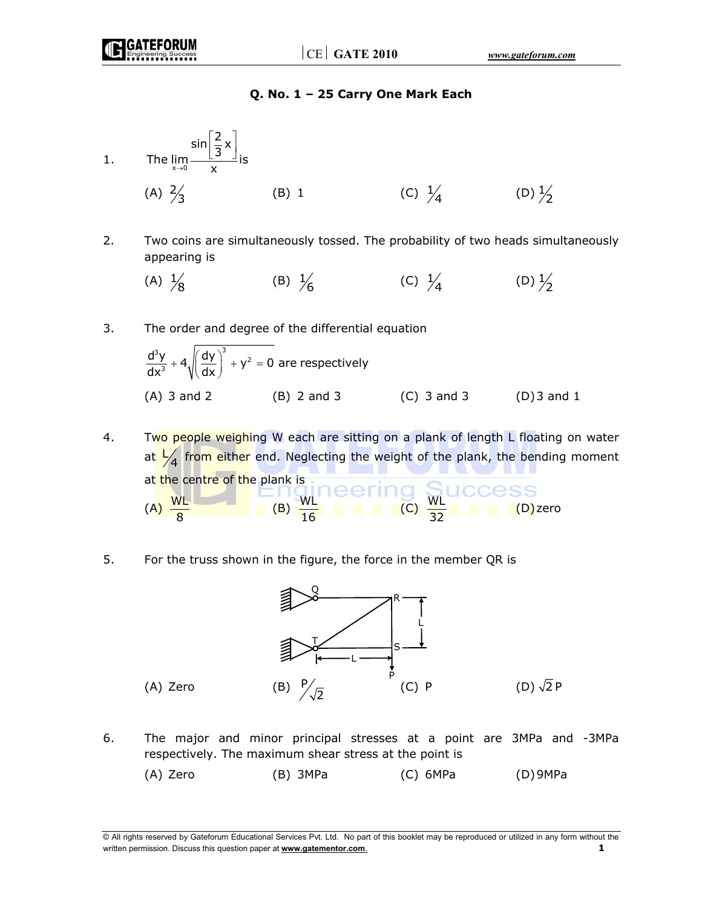**Q. No. 1 – 25 Carry One Mark Each**

1. The $\lim\limits_{x \to 0} \dfrac{\sin\left[\frac{2}{3}x\right]}{x}$ is

   (A) $\frac{2}{3}$ (B) 1 (C) $\frac{1}{4}$ (D) $\frac{1}{2}$

2. Two coins are simultaneously tossed. The probability of two heads simultaneously appearing is

   (A) $\frac{1}{8}$ (B) $\frac{1}{6}$ (C) $\frac{1}{4}$ (D) $\frac{1}{2}$

3. The order and degree of the differential equation

   $\dfrac{d^3y}{dx^3} + 4\sqrt{\left(\dfrac{dy}{dx}\right)^3 + y^2} = 0$ are respectively

   (A) 3 and 2 (B) 2 and 3 (C) 3 and 3 (D) 3 and 1

4. Two people weighing W each are sitting on a plank of length L floating on water at $\frac{L}{4}$ from either end. Neglecting the weight of the plank, the bending moment at the centre of the plank is

   (A) $\frac{WL}{8}$ (B) $\frac{WL}{16}$ (C) $\frac{WL}{32}$ (D) zero

5. For the truss shown in the figure, the force in the member QR is

   (A) Zero (B) $\frac{P}{\sqrt{2}}$ (C) P (D) $\sqrt{2}\,P$

6. The major and minor principal stresses at a point are 3MPa and -3MPa respectively. The maximum shear stress at the point is

   (A) Zero (B) 3MPa (C) 6MPa (D) 9MPa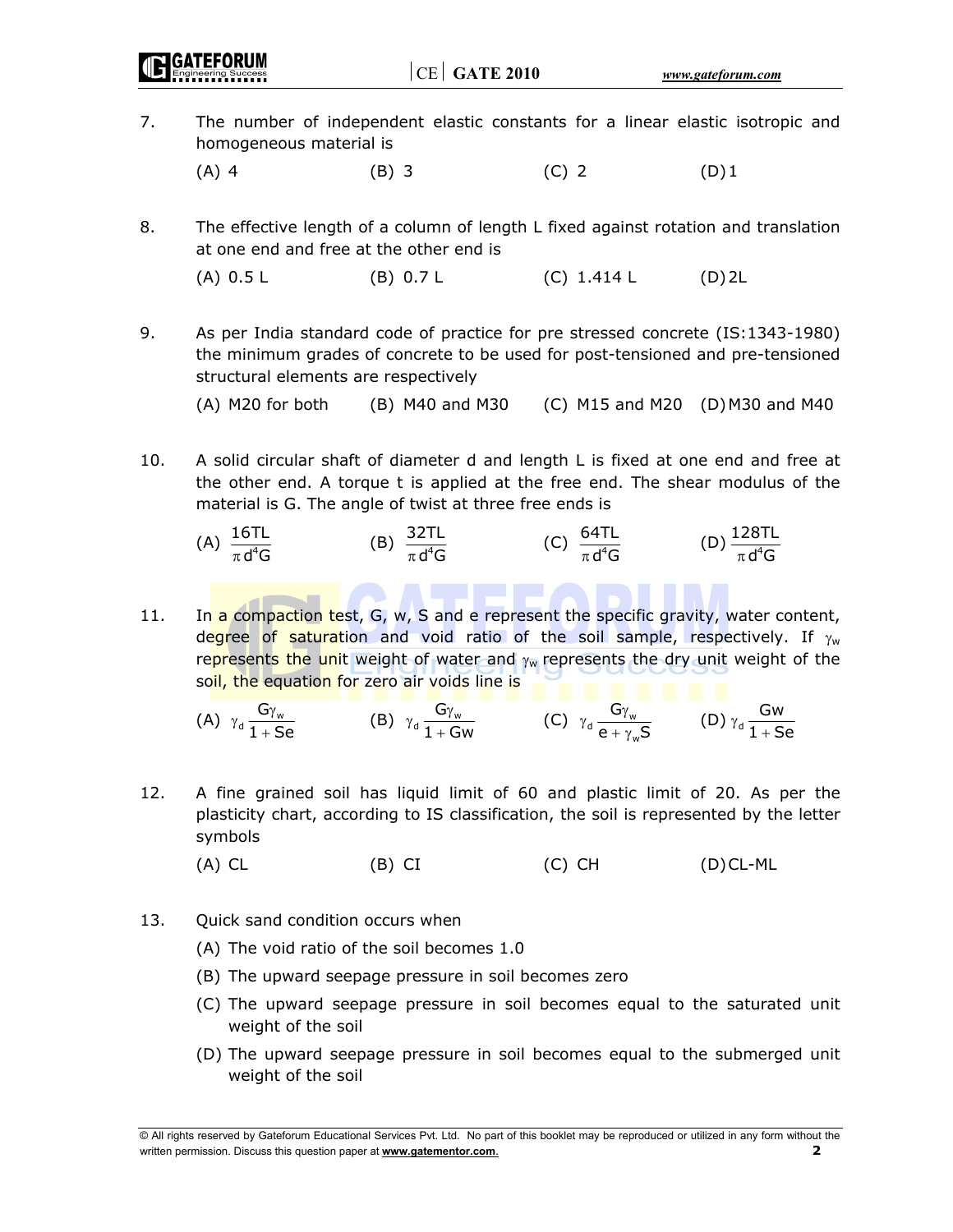7. The number of independent elastic constants for a linear elastic isotropic and homogeneous material is

   (A) 4 (B) 3 (C) 2 (D) 1

8. The effective length of a column of length L fixed against rotation and translation at one end and free at the other end is

   (A) 0.5 L (B) 0.7 L (C) 1.414 L (D) 2L

9. As per India standard code of practice for pre stressed concrete (IS:1343-1980) the minimum grades of concrete to be used for post-tensioned and pre-tensioned structural elements are respectively

   (A) M20 for both (B) M40 and M30 (C) M15 and M20 (D) M30 and M40

10. A solid circular shaft of diameter d and length L is fixed at one end and free at the other end. A torque t is applied at the free end. The shear modulus of the material is G. The angle of twist at three free ends is

    (A) $\frac{16TL}{\pi d^4 G}$ (B) $\frac{32TL}{\pi d^4 G}$ (C) $\frac{64TL}{\pi d^4 G}$ (D) $\frac{128TL}{\pi d^4 G}$

11. In a compaction test, G, w, S and e represent the specific gravity, water content, degree of saturation and void ratio of the soil sample, respectively. If $\gamma_w$ represents the unit weight of water and $\gamma_w$ represents the dry unit weight of the soil, the equation for zero air voids line is

    (A) $\gamma_d \frac{G\gamma_w}{1+Se}$ (B) $\gamma_d \frac{G\gamma_w}{1+Gw}$ (C) $\gamma_d \frac{G\gamma_w}{e+\gamma_w S}$ (D) $\gamma_d \frac{Gw}{1+Se}$

12. A fine grained soil has liquid limit of 60 and plastic limit of 20. As per the plasticity chart, according to IS classification, the soil is represented by the letter symbols

    (A) CL (B) CI (C) CH (D) CL-ML

13. Quick sand condition occurs when

    (A) The void ratio of the soil becomes 1.0

    (B) The upward seepage pressure in soil becomes zero

    (C) The upward seepage pressure in soil becomes equal to the saturated unit weight of the soil

    (D) The upward seepage pressure in soil becomes equal to the submerged unit weight of the soil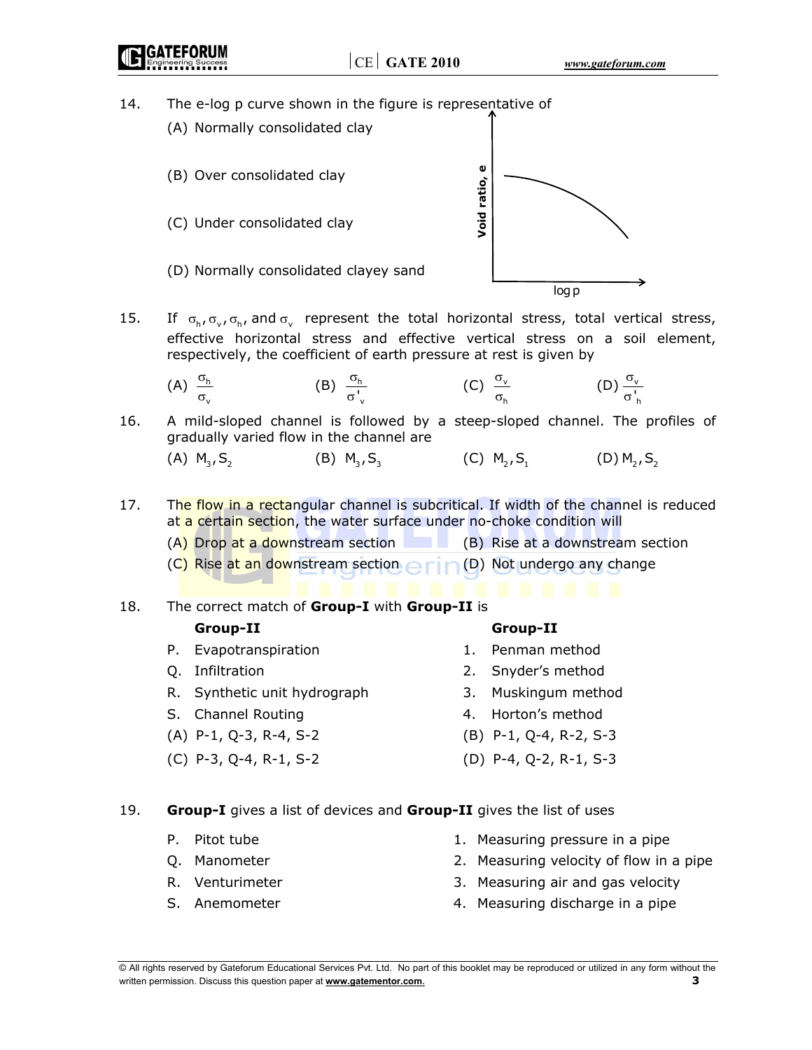14. The e-log p curve shown in the figure is representative of

    (A) Normally consolidated clay

    (B) Over consolidated clay

    (C) Under consolidated clay

    (D) Normally consolidated clayey sand

15. If $\sigma_h, \sigma_v, \sigma_h$, and $\sigma_v$ represent the total horizontal stress, total vertical stress, effective horizontal stress and effective vertical stress on a soil element, respectively, the coefficient of earth pressure at rest is given by

    (A) $\frac{\sigma_h}{\sigma_v}$ (B) $\frac{\sigma_h}{\sigma'_v}$ (C) $\frac{\sigma_v}{\sigma_h}$ (D) $\frac{\sigma_v}{\sigma'_h}$

16. A mild-sloped channel is followed by a steep-sloped channel. The profiles of gradually varied flow in the channel are

    (A) $M_3, S_2$ (B) $M_3, S_3$ (C) $M_2, S_1$ (D) $M_2, S_2$

17. The flow in a rectangular channel is subcritical. If width of the channel is reduced at a certain section, the water surface under no-choke condition will

    (A) Drop at a downstream section (B) Rise at a downstream section

    (C) Rise at an downstream section (D) Not undergo any change

18. The correct match of **Group-I** with **Group-II** is

| **Group-II** | **Group-II** |
|---|---|
| P. Evapotranspiration | 1. Penman method |
| Q. Infiltration | 2. Snyder's method |
| R. Synthetic unit hydrograph | 3. Muskingum method |
| S. Channel Routing | 4. Horton's method |

    (A) P-1, Q-3, R-4, S-2 (B) P-1, Q-4, R-2, S-3

    (C) P-3, Q-4, R-1, S-2 (D) P-4, Q-2, R-1, S-3

19. **Group-I** gives a list of devices and **Group-II** gives the list of uses

| | |
|---|---|
| P. Pitot tube | 1. Measuring pressure in a pipe |
| Q. Manometer | 2. Measuring velocity of flow in a pipe |
| R. Venturimeter | 3. Measuring air and gas velocity |
| S. Anemometer | 4. Measuring discharge in a pipe |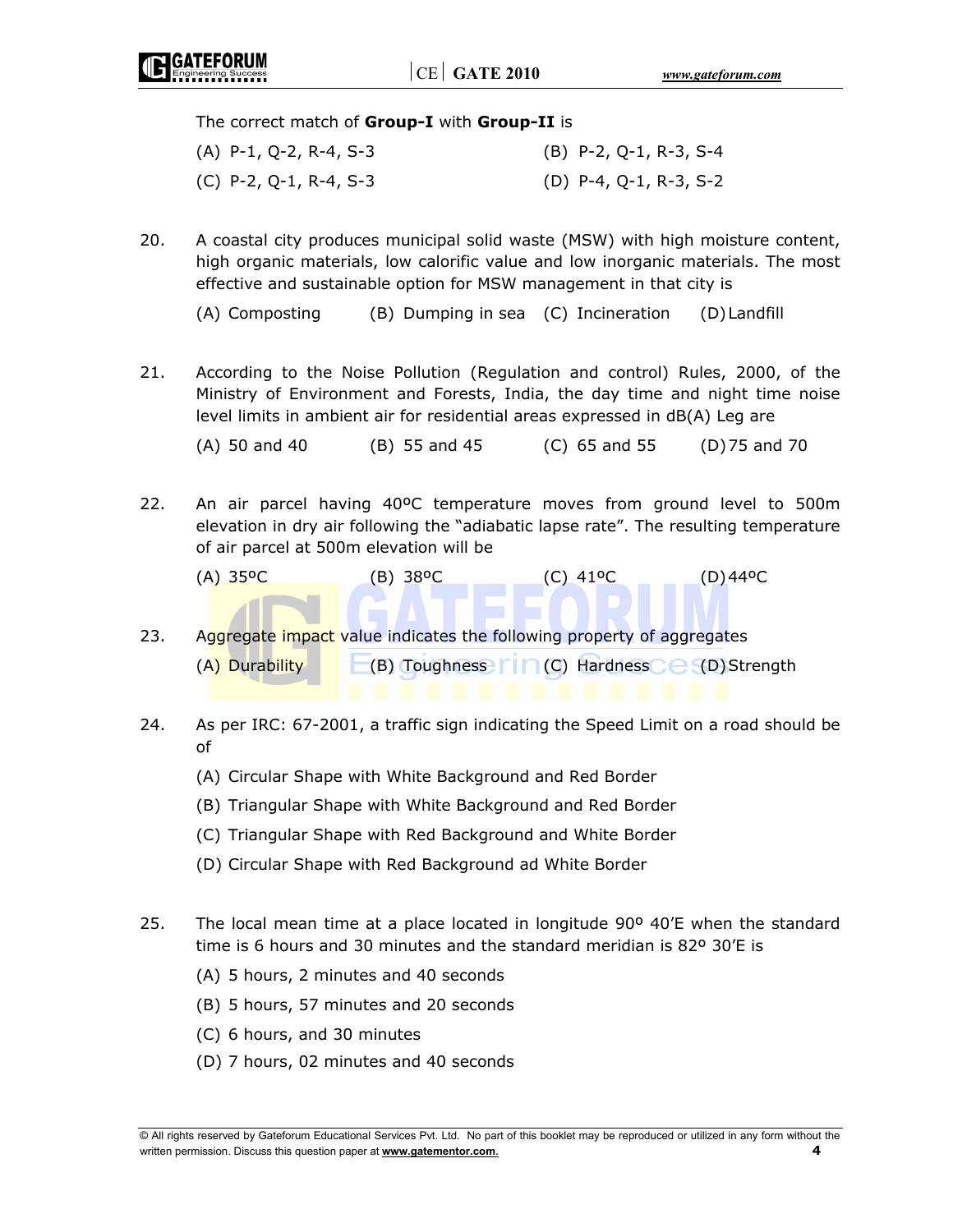The correct match of **Group-I** with **Group-II** is

(A) P-1, Q-2, R-4, S-3 (B) P-2, Q-1, R-3, S-4

(C) P-2, Q-1, R-4, S-3 (D) P-4, Q-1, R-3, S-2

20. A coastal city produces municipal solid waste (MSW) with high moisture content, high organic materials, low calorific value and low inorganic materials. The most effective and sustainable option for MSW management in that city is

(A) Composting (B) Dumping in sea (C) Incineration (D) Landfill

21. According to the Noise Pollution (Regulation and control) Rules, 2000, of the Ministry of Environment and Forests, India, the day time and night time noise level limits in ambient air for residential areas expressed in dB(A) Leg are

(A) 50 and 40 (B) 55 and 45 (C) 65 and 55 (D) 75 and 70

22. An air parcel having 40ºC temperature moves from ground level to 500m elevation in dry air following the "adiabatic lapse rate". The resulting temperature of air parcel at 500m elevation will be

(A) 35ºC (B) 38ºC (C) 41ºC (D) 44ºC

23. Aggregate impact value indicates the following property of aggregates

(A) Durability (B) Toughness (C) Hardness (D) Strength

24. As per IRC: 67-2001, a traffic sign indicating the Speed Limit on a road should be of

(A) Circular Shape with White Background and Red Border

(B) Triangular Shape with White Background and Red Border

(C) Triangular Shape with Red Background and White Border

(D) Circular Shape with Red Background ad White Border

25. The local mean time at a place located in longitude 90º 40'E when the standard time is 6 hours and 30 minutes and the standard meridian is 82º 30'E is

(A) 5 hours, 2 minutes and 40 seconds

(B) 5 hours, 57 minutes and 20 seconds

(C) 6 hours, and 30 minutes

(D) 7 hours, 02 minutes and 40 seconds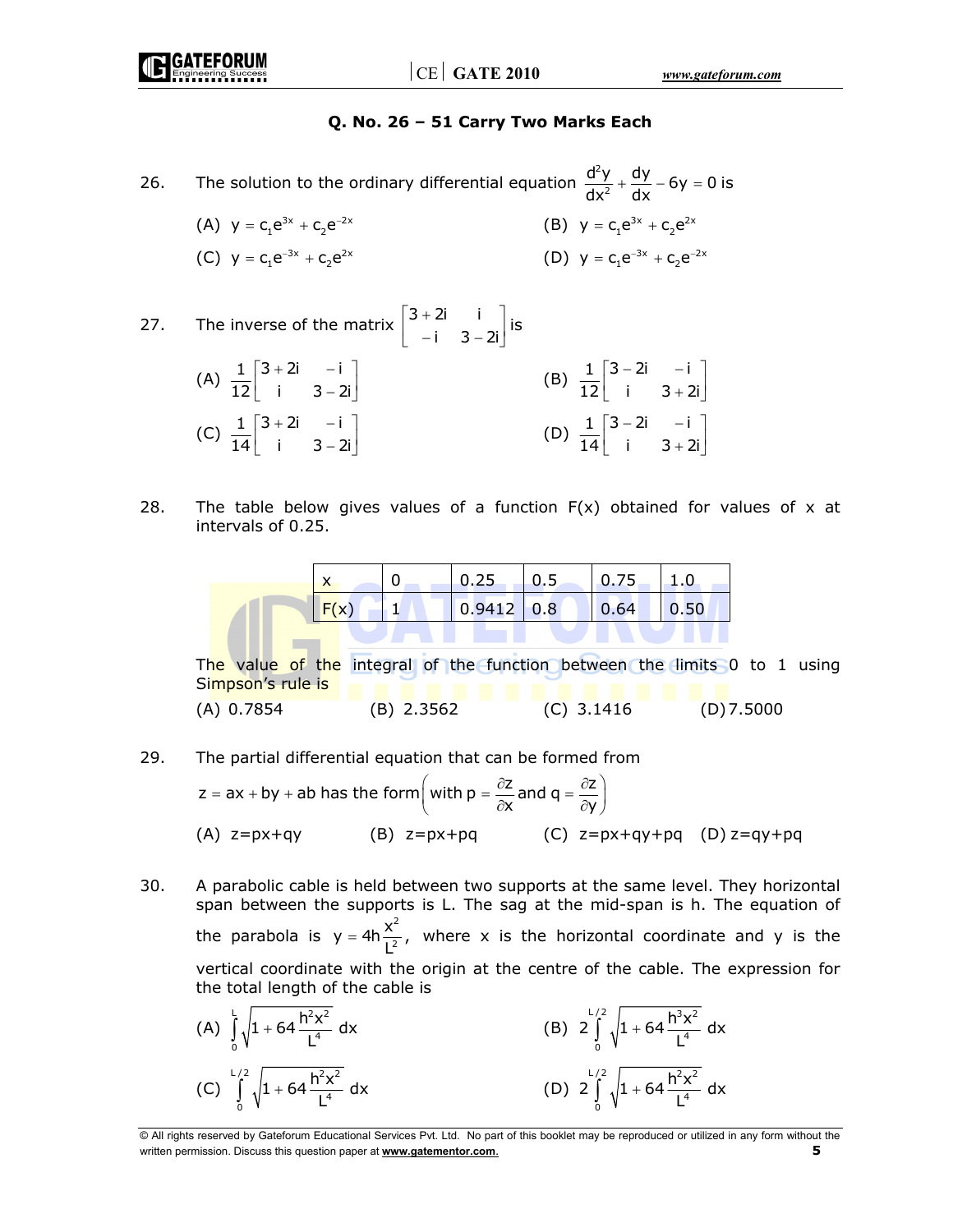### Q. No. 26 – 51 Carry Two Marks Each

26. The solution to the ordinary differential equation $\frac{d^2y}{dx^2} + \frac{dy}{dx} - 6y = 0$ is

(A) $y = c_1e^{3x} + c_2e^{-2x}$ (B) $y = c_1e^{3x} + c_2e^{2x}$

(C) $y = c_1e^{-3x} + c_2e^{2x}$ (D) $y = c_1e^{-3x} + c_2e^{-2x}$

27. The inverse of the matrix $\begin{bmatrix} 3+2i & i \\ -i & 3-2i \end{bmatrix}$ is

(A) $\frac{1}{12}\begin{bmatrix} 3+2i & -i \\ i & 3-2i \end{bmatrix}$ (B) $\frac{1}{12}\begin{bmatrix} 3-2i & -i \\ i & 3+2i \end{bmatrix}$

(C) $\frac{1}{14}\begin{bmatrix} 3+2i & -i \\ i & 3-2i \end{bmatrix}$ (D) $\frac{1}{14}\begin{bmatrix} 3-2i & -i \\ i & 3+2i \end{bmatrix}$

28. The table below gives values of a function F(x) obtained for values of x at intervals of 0.25.

| x | 0 | 0.25 | 0.5 | 0.75 | 1.0 |
|---|---|---|---|---|---|
| F(x) | 1 | 0.9412 | 0.8 | 0.64 | 0.50 |

The value of the integral of the function between the limits 0 to 1 using Simpson's rule is

(A) 0.7854 (B) 2.3562 (C) 3.1416 (D) 7.5000

29. The partial differential equation that can be formed from $z = ax + by + ab$ has the form $\left(\text{with } p = \frac{\partial z}{\partial x} \text{ and } q = \frac{\partial z}{\partial y}\right)$

(A) z=px+qy (B) z=px+pq (C) z=px+qy+pq (D) z=qy+pq

30. A parabolic cable is held between two supports at the same level. They horizontal span between the supports is L. The sag at the mid-span is h. The equation of the parabola is $y = 4h\frac{x^2}{L^2}$, where x is the horizontal coordinate and y is the vertical coordinate with the origin at the centre of the cable. The expression for the total length of the cable is

(A) $\int_0^L \sqrt{1 + 64\frac{h^2x^2}{L^4}}\, dx$ (B) $2\int_0^{L/2} \sqrt{1 + 64\frac{h^3x^2}{L^4}}\, dx$

(C) $\int_0^{L/2} \sqrt{1 + 64\frac{h^2x^2}{L^4}}\, dx$ (D) $2\int_0^{L/2} \sqrt{1 + 64\frac{h^2x^2}{L^4}}\, dx$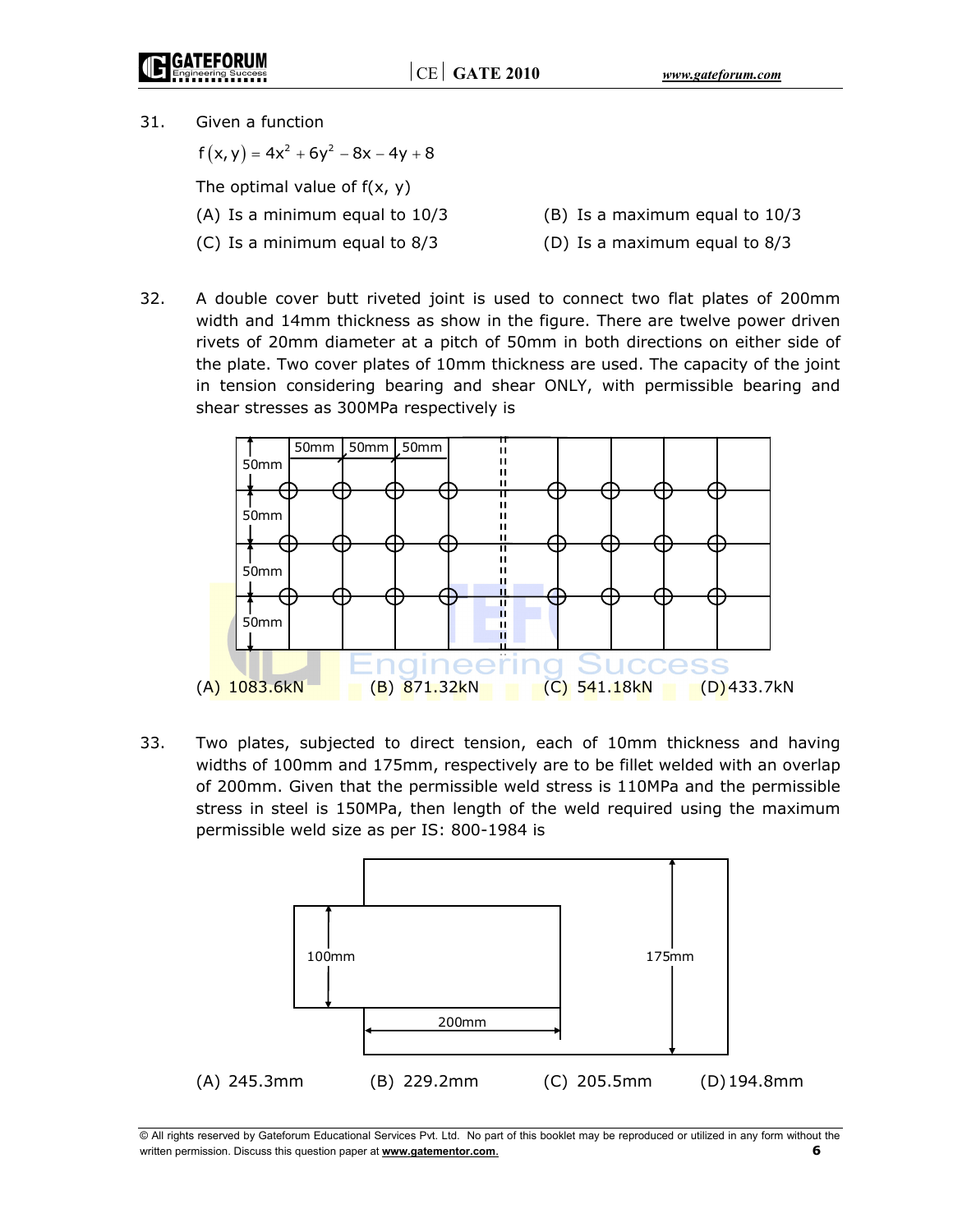31. Given a function

$f(x, y) = 4x^2 + 6y^2 - 8x - 4y + 8$

The optimal value of f(x, y)

(A) Is a minimum equal to 10/3

(B) Is a maximum equal to 10/3

(C) Is a minimum equal to 8/3

(D) Is a maximum equal to 8/3

32. A double cover butt riveted joint is used to connect two flat plates of 200mm width and 14mm thickness as show in the figure. There are twelve power driven rivets of 20mm diameter at a pitch of 50mm in both directions on either side of the plate. Two cover plates of 10mm thickness are used. The capacity of the joint in tension considering bearing and shear ONLY, with permissible bearing and shear stresses as 300MPa respectively is

(A) 1083.6kN

(B) 871.32kN

(C) 541.18kN

(D) 433.7kN

33. Two plates, subjected to direct tension, each of 10mm thickness and having widths of 100mm and 175mm, respectively are to be fillet welded with an overlap of 200mm. Given that the permissible weld stress is 110MPa and the permissible stress in steel is 150MPa, then length of the weld required using the maximum permissible weld size as per IS: 800-1984 is

(A) 245.3mm

(B) 229.2mm

(C) 205.5mm

(D) 194.8mm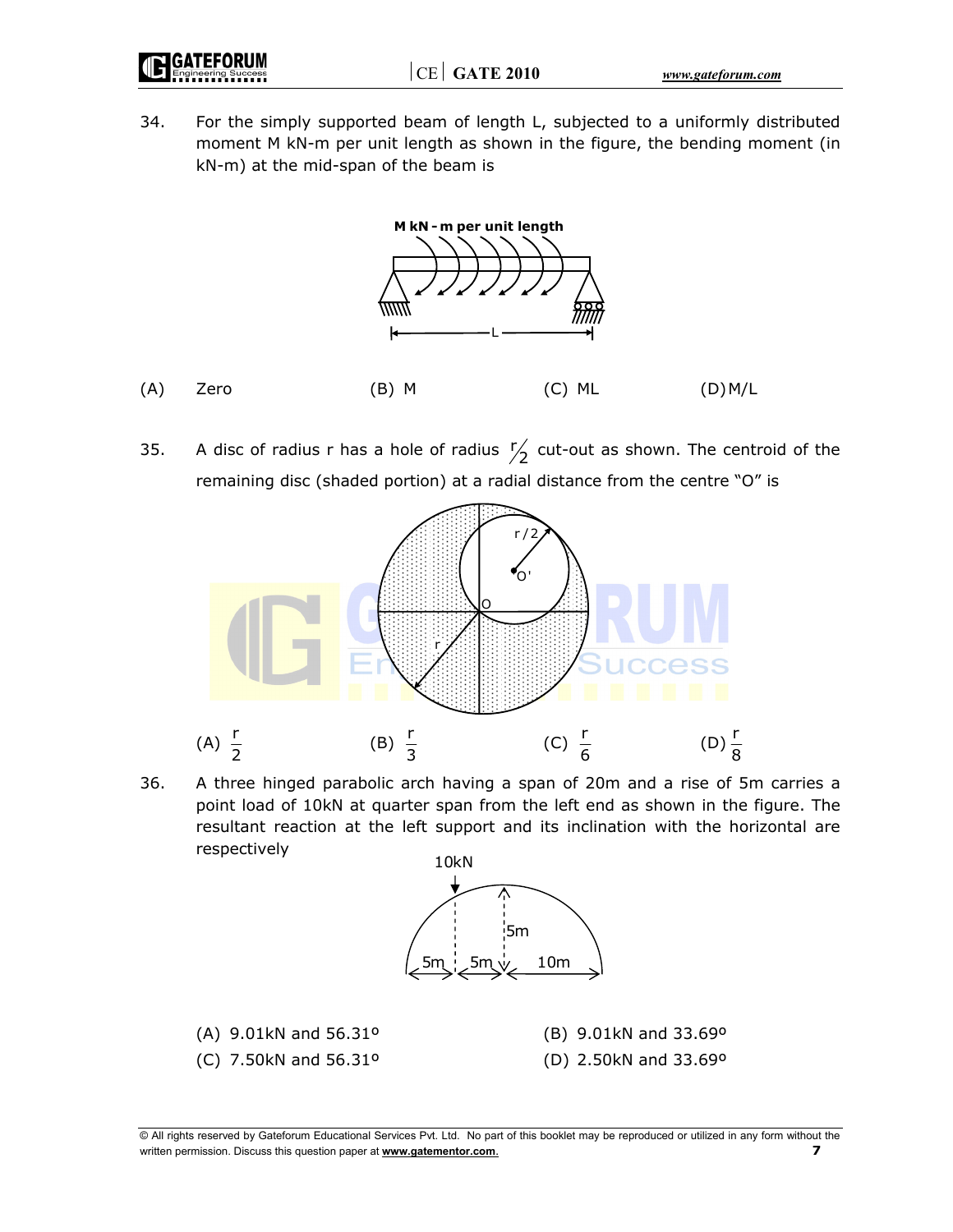34. For the simply supported beam of length L, subjected to a uniformly distributed moment M kN-m per unit length as shown in the figure, the bending moment (in kN-m) at the mid-span of the beam is

(A) Zero (B) M (C) ML (D) M/L

35. A disc of radius r has a hole of radius $r/2$ cut-out as shown. The centroid of the remaining disc (shaded portion) at a radial distance from the centre "O" is

(A) $\frac{r}{2}$ (B) $\frac{r}{3}$ (C) $\frac{r}{6}$ (D) $\frac{r}{8}$

36. A three hinged parabolic arch having a span of 20m and a rise of 5m carries a point load of 10kN at quarter span from the left end as shown in the figure. The resultant reaction at the left support and its inclination with the horizontal are respectively

(A) 9.01kN and 56.31º
(B) 9.01kN and 33.69º
(C) 7.50kN and 56.31º
(D) 2.50kN and 33.69º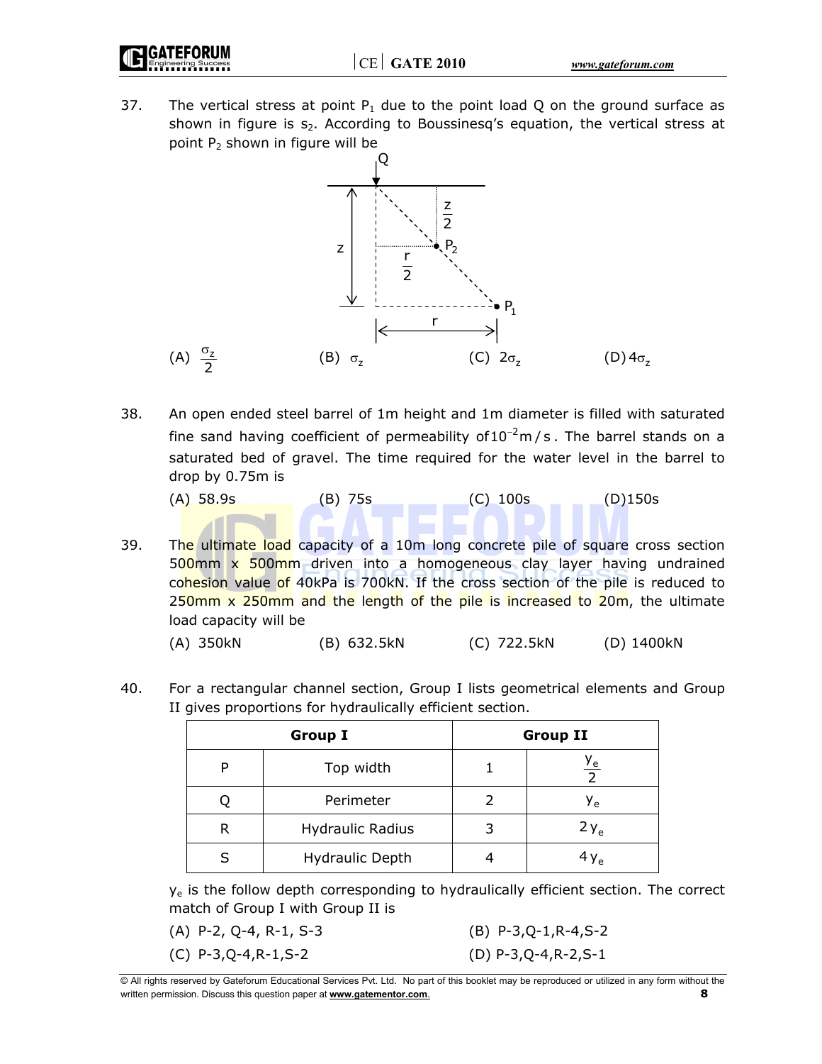37. The vertical stress at point $P_1$ due to the point load Q on the ground surface as shown in figure is $s_2$. According to Boussinesq's equation, the vertical stress at point $P_2$ shown in figure will be

(A) $\frac{\sigma_z}{2}$ (B) $\sigma_z$ (C) $2\sigma_z$ (D) $4\sigma_z$

38. An open ended steel barrel of 1m height and 1m diameter is filled with saturated fine sand having coefficient of permeability of $10^{-2}$ m/s. The barrel stands on a saturated bed of gravel. The time required for the water level in the barrel to drop by 0.75m is

(A) 58.9s (B) 75s (C) 100s (D) 150s

39. The ultimate load capacity of a 10m long concrete pile of square cross section 500mm x 500mm driven into a homogeneous clay layer having undrained cohesion value of 40kPa is 700kN. If the cross section of the pile is reduced to 250mm x 250mm and the length of the pile is increased to 20m, the ultimate load capacity will be

(A) 350kN (B) 632.5kN (C) 722.5kN (D) 1400kN

40. For a rectangular channel section, Group I lists geometrical elements and Group II gives proportions for hydraulically efficient section.

| Group I | | Group II | |
|---|---|---|---|
| P | Top width | 1 | $\frac{y_e}{2}$ |
| Q | Perimeter | 2 | $y_e$ |
| R | Hydraulic Radius | 3 | $2y_e$ |
| S | Hydraulic Depth | 4 | $4y_e$ |

$y_e$ is the follow depth corresponding to hydraulically efficient section. The correct match of Group I with Group II is

(A) P-2, Q-4, R-1, S-3 (B) P-3,Q-1,R-4,S-2

(C) P-3,Q-4,R-1,S-2 (D) P-3,Q-4,R-2,S-1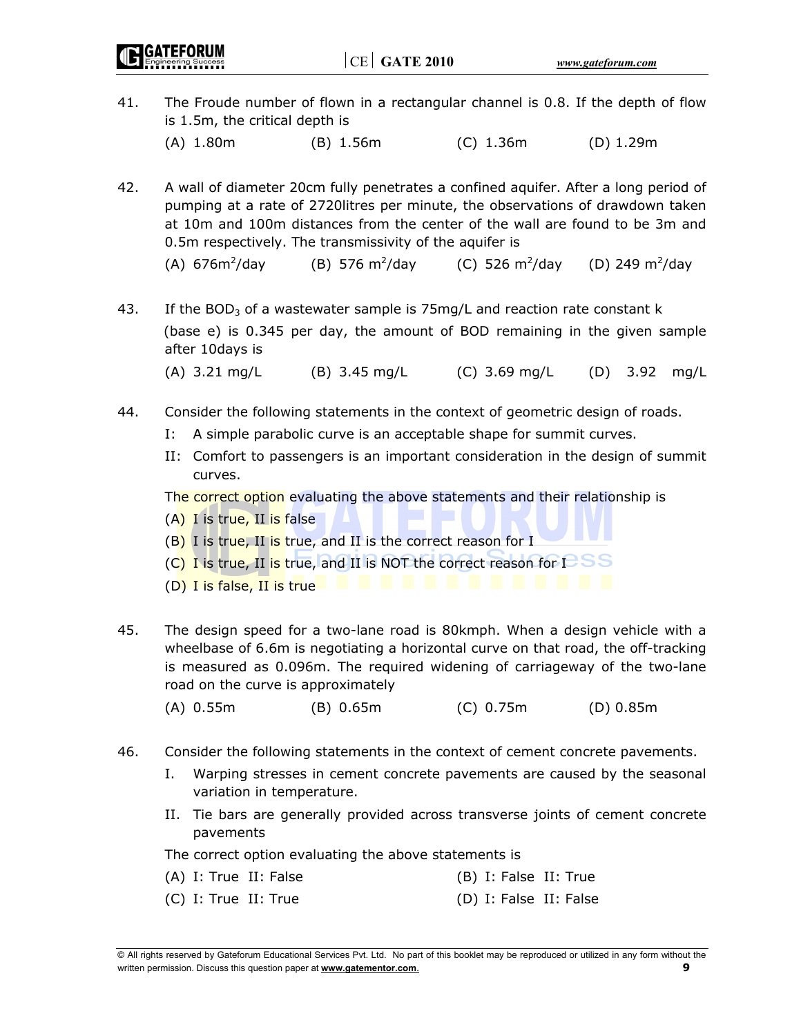41. The Froude number of flown in a rectangular channel is 0.8. If the depth of flow is 1.5m, the critical depth is

 (A) 1.80m (B) 1.56m (C) 1.36m (D) 1.29m

42. A wall of diameter 20cm fully penetrates a confined aquifer. After a long period of pumping at a rate of 2720litres per minute, the observations of drawdown taken at 10m and 100m distances from the center of the wall are found to be 3m and 0.5m respectively. The transmissivity of the aquifer is

 (A) 676$m^2$/day (B) 576 $m^2$/day (C) 526 $m^2$/day (D) 249 $m^2$/day

43. If the $BOD_3$ of a wastewater sample is 75mg/L and reaction rate constant k (base e) is 0.345 per day, the amount of BOD remaining in the given sample after 10days is

 (A) 3.21 mg/L (B) 3.45 mg/L (C) 3.69 mg/L (D) 3.92 mg/L

44. Consider the following statements in the context of geometric design of roads.

 I: A simple parabolic curve is an acceptable shape for summit curves.

 II: Comfort to passengers is an important consideration in the design of summit curves.

 The correct option evaluating the above statements and their relationship is

 (A) I is true, II is false

 (B) I is true, II is true, and II is the correct reason for I

 (C) I is true, II is true, and II is NOT the correct reason for I

 (D) I is false, II is true

45. The design speed for a two-lane road is 80kmph. When a design vehicle with a wheelbase of 6.6m is negotiating a horizontal curve on that road, the off-tracking is measured as 0.096m. The required widening of carriageway of the two-lane road on the curve is approximately

 (A) 0.55m (B) 0.65m (C) 0.75m (D) 0.85m

46. Consider the following statements in the context of cement concrete pavements.

 I. Warping stresses in cement concrete pavements are caused by the seasonal variation in temperature.

 II. Tie bars are generally provided across transverse joints of cement concrete pavements

 The correct option evaluating the above statements is

 (A) I: True II: False (B) I: False II: True

 (C) I: True II: True (D) I: False II: False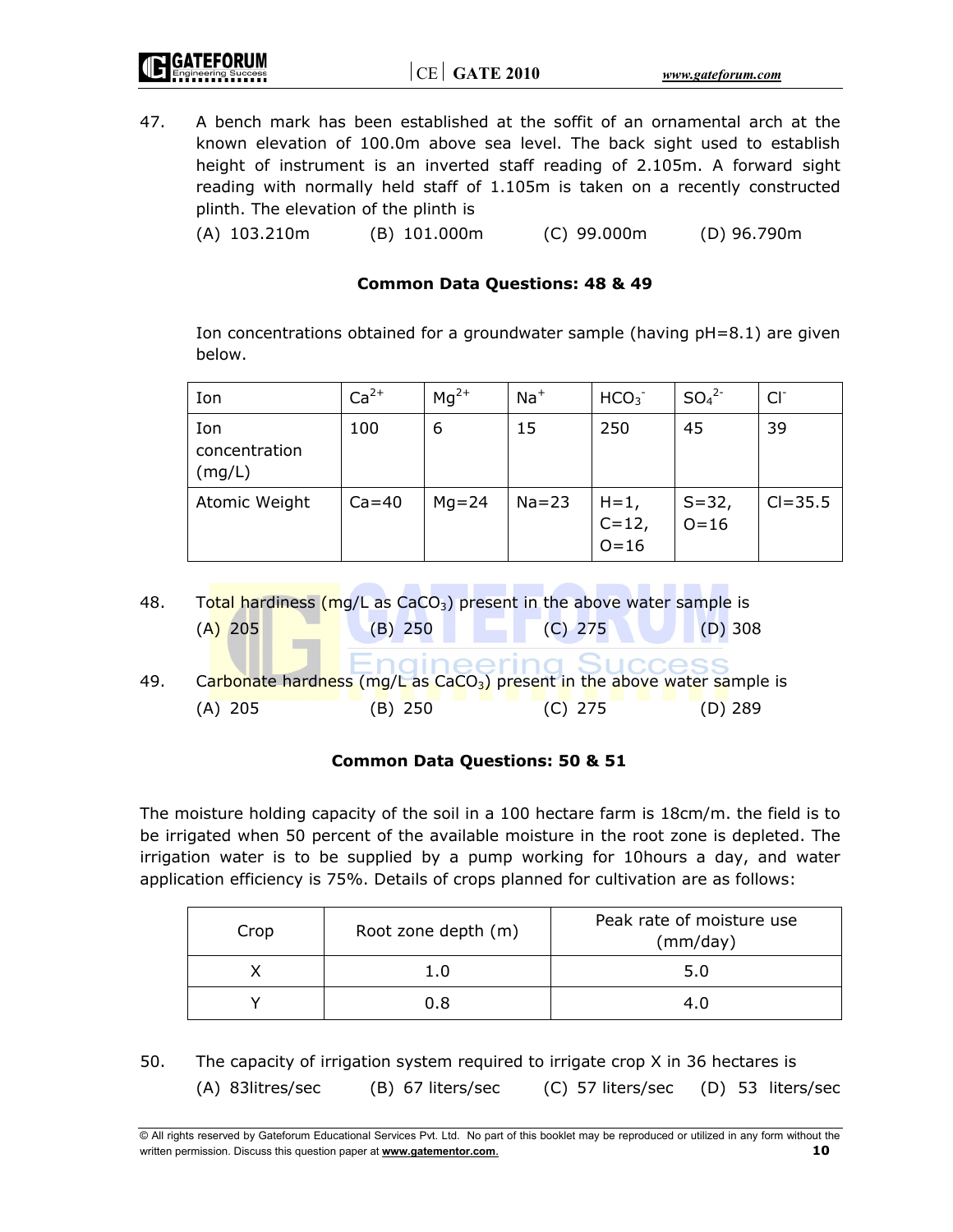47. A bench mark has been established at the soffit of an ornamental arch at the known elevation of 100.0m above sea level. The back sight used to establish height of instrument is an inverted staff reading of 2.105m. A forward sight reading with normally held staff of 1.105m is taken on a recently constructed plinth. The elevation of the plinth is

(A) 103.210m (B) 101.000m (C) 99.000m (D) 96.790m

**Common Data Questions: 48 & 49**

Ion concentrations obtained for a groundwater sample (having pH=8.1) are given below.

| Ion | $Ca^{2+}$ | $Mg^{2+}$ | $Na^{+}$ | $HCO_3^{-}$ | $SO_4^{2-}$ | $Cl^{-}$ |
|---|---|---|---|---|---|---|
| Ion concentration (mg/L) | 100 | 6 | 15 | 250 | 45 | 39 |
| Atomic Weight | Ca=40 | Mg=24 | Na=23 | H=1, C=12, O=16 | S=32, O=16 | Cl=35.5 |

48. Total hardness (mg/L as $CaCO_3$) present in the above water sample is

(A) 205 (B) 250 (C) 275 (D) 308

49. Carbonate hardness (mg/L as $CaCO_3$) present in the above water sample is

(A) 205 (B) 250 (C) 275 (D) 289

**Common Data Questions: 50 & 51**

The moisture holding capacity of the soil in a 100 hectare farm is 18cm/m. the field is to be irrigated when 50 percent of the available moisture in the root zone is depleted. The irrigation water is to be supplied by a pump working for 10hours a day, and water application efficiency is 75%. Details of crops planned for cultivation are as follows:

| Crop | Root zone depth (m) | Peak rate of moisture use (mm/day) |
|---|---|---|
| X | 1.0 | 5.0 |
| Y | 0.8 | 4.0 |

50. The capacity of irrigation system required to irrigate crop X in 36 hectares is

(A) 83litres/sec (B) 67 liters/sec (C) 57 liters/sec (D) 53 liters/sec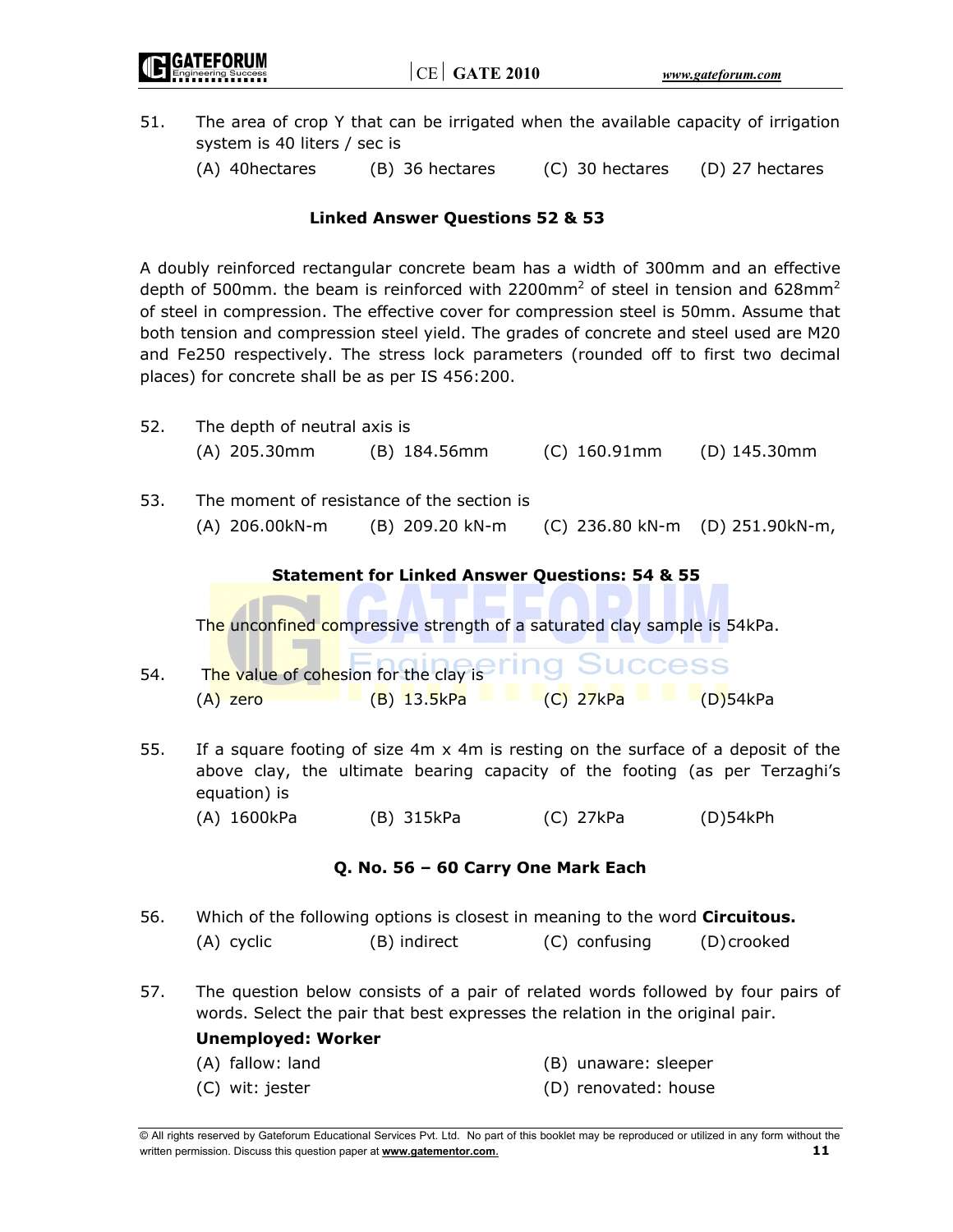51. The area of crop Y that can be irrigated when the available capacity of irrigation system is 40 liters / sec is

(A) 40hectares (B) 36 hectares (C) 30 hectares (D) 27 hectares

**Linked Answer Questions 52 & 53**

A doubly reinforced rectangular concrete beam has a width of 300mm and an effective depth of 500mm. the beam is reinforced with 2200mm$^2$ of steel in tension and 628mm$^2$ of steel in compression. The effective cover for compression steel is 50mm. Assume that both tension and compression steel yield. The grades of concrete and steel used are M20 and Fe250 respectively. The stress lock parameters (rounded off to first two decimal places) for concrete shall be as per IS 456:200.

52. The depth of neutral axis is

(A) 205.30mm (B) 184.56mm (C) 160.91mm (D) 145.30mm

53. The moment of resistance of the section is

(A) 206.00kN-m (B) 209.20 kN-m (C) 236.80 kN-m (D) 251.90kN-m,

**Statement for Linked Answer Questions: 54 & 55**

The unconfined compressive strength of a saturated clay sample is 54kPa.

54. The value of cohesion for the clay is

(A) zero (B) 13.5kPa (C) 27kPa (D)54kPa

55. If a square footing of size 4m x 4m is resting on the surface of a deposit of the above clay, the ultimate bearing capacity of the footing (as per Terzaghi's equation) is

(A) 1600kPa (B) 315kPa (C) 27kPa (D)54kPh

**Q. No. 56 – 60 Carry One Mark Each**

56. Which of the following options is closest in meaning to the word **Circuitous.**

(A) cyclic (B) indirect (C) confusing (D) crooked

57. The question below consists of a pair of related words followed by four pairs of words. Select the pair that best expresses the relation in the original pair.

**Unemployed: Worker**

(A) fallow: land (B) unaware: sleeper

(C) wit: jester (D) renovated: house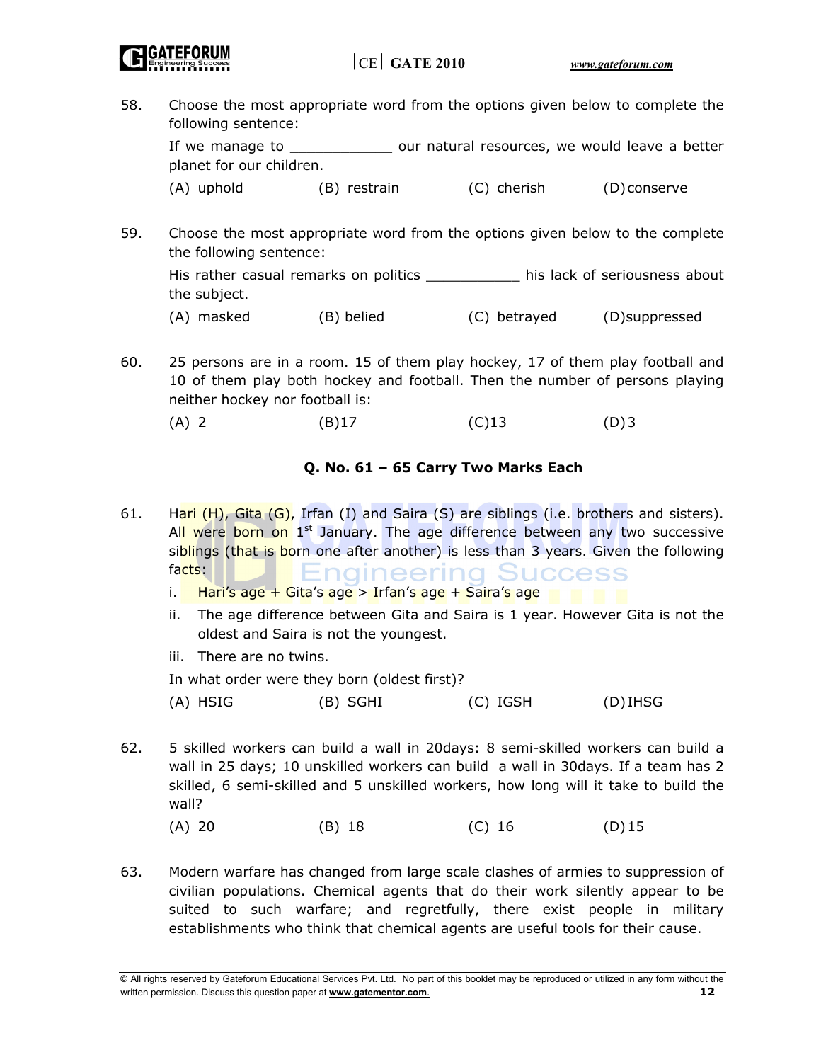58. Choose the most appropriate word from the options given below to complete the following sentence:

    If we manage to ____________ our natural resources, we would leave a better planet for our children.

    (A) uphold (B) restrain (C) cherish (D) conserve

59. Choose the most appropriate word from the options given below to the complete the following sentence:

    His rather casual remarks on politics ___________ his lack of seriousness about the subject.

    (A) masked (B) belied (C) betrayed (D) suppressed

60. 25 persons are in a room. 15 of them play hockey, 17 of them play football and 10 of them play both hockey and football. Then the number of persons playing neither hockey nor football is:

    (A) 2 (B) 17 (C) 13 (D) 3

**Q. No. 61 – 65 Carry Two Marks Each**

61. Hari (H), Gita (G), Irfan (I) and Saira (S) are siblings (i.e. brothers and sisters). All were born on 1st January. The age difference between any two successive siblings (that is born one after another) is less than 3 years. Given the following facts:

    i. Hari's age + Gita's age > Irfan's age + Saira's age

    ii. The age difference between Gita and Saira is 1 year. However Gita is not the oldest and Saira is not the youngest.

    iii. There are no twins.

    In what order were they born (oldest first)?

    (A) HSIG (B) SGHI (C) IGSH (D) IHSG

62. 5 skilled workers can build a wall in 20days: 8 semi-skilled workers can build a wall in 25 days; 10 unskilled workers can build a wall in 30days. If a team has 2 skilled, 6 semi-skilled and 5 unskilled workers, how long will it take to build the wall?

    (A) 20 (B) 18 (C) 16 (D) 15

63. Modern warfare has changed from large scale clashes of armies to suppression of civilian populations. Chemical agents that do their work silently appear to be suited to such warfare; and regretfully, there exist people in military establishments who think that chemical agents are useful tools for their cause.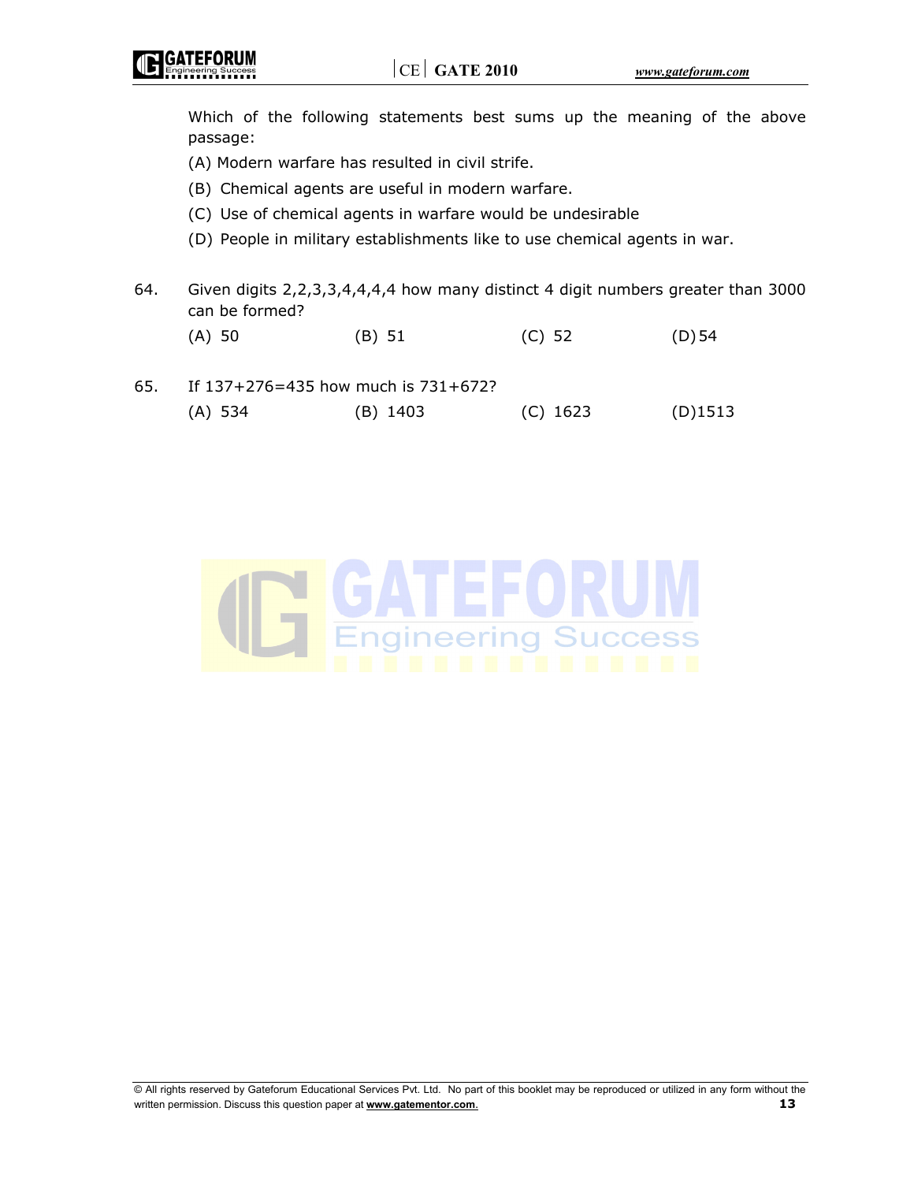Which of the following statements best sums up the meaning of the above passage:

(A) Modern warfare has resulted in civil strife.

(B) Chemical agents are useful in modern warfare.

(C) Use of chemical agents in warfare would be undesirable

(D) People in military establishments like to use chemical agents in war.

64. Given digits 2,2,3,3,4,4,4,4 how many distinct 4 digit numbers greater than 3000 can be formed?

(A) 50 (B) 51 (C) 52 (D) 54

65. If 137+276=435 how much is 731+672?

(A) 534 (B) 1403 (C) 1623 (D) 1513